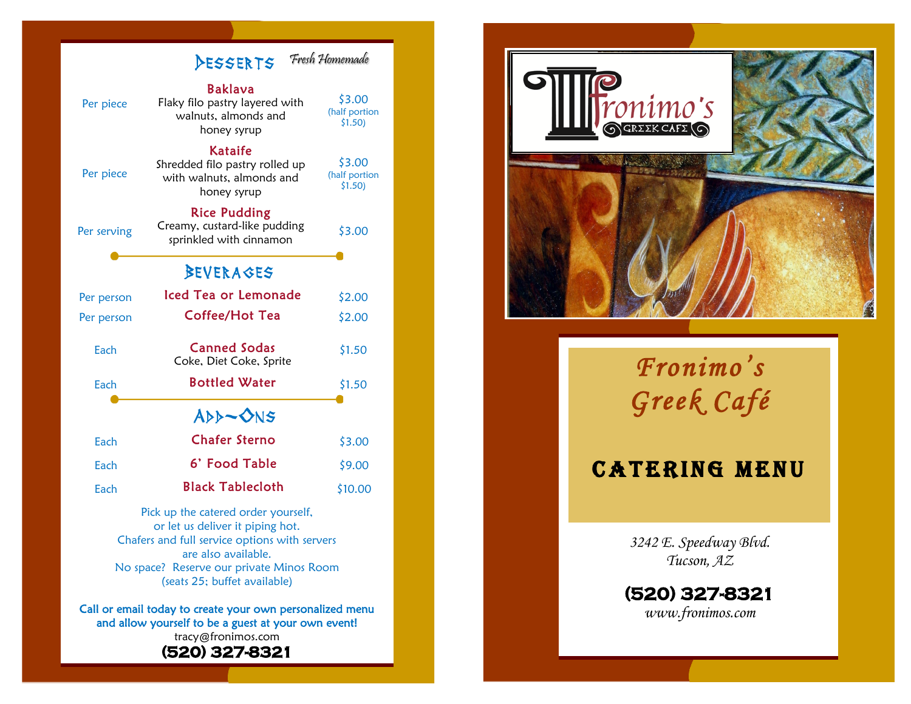## DESSERTS

*Fresh Homemade*

| | Item | Price |
|---|---|---|
| Per piece | **Baklava**<br>Flaky filo pastry layered with walnuts, almonds and honey syrup | $3.00 (half portion $1.50) |
| Per piece | **Kataife**<br>Shredded filo pastry rolled up with walnuts, almonds and honey syrup | $3.00 (half portion $1.50) |
| Per serving | **Rice Pudding**<br>Creamy, custard-like pudding sprinkled with cinnamon | $3.00 |

## BEVERAGES

| | Item | Price |
|---|---|---|
| Per person | **Iced Tea or Lemonade** | $2.00 |
| Per person | **Coffee/Hot Tea** | $2.00 |
| Each | **Canned Sodas**<br>Coke, Diet Coke, Sprite | $1.50 |
| Each | **Bottled Water** | $1.50 |

## ADD~ONS

| | Item | Price |
|---|---|---|
| Each | **Chafer Sterno** | $3.00 |
| Each | **6' Food Table** | $9.00 |
| Each | **Black Tablecloth** | $10.00 |

Pick up the catered order yourself,
or let us deliver it piping hot.
Chafers and full service options with servers
are also available.
No space? Reserve our private Minos Room
(seats 25; buffet available)

**Call or email today to create your own personalized menu and allow yourself to be a guest at your own event!**

tracy@fronimos.com

**(520) 327-8321**

---

Fronimo's GREEK CAFE

# *Fronimo's Greek Café*

## CATERING MENU

*3242 E. Speedway Blvd.*
*Tucson, AZ*

**(520) 327-8321**

*www.fronimos.com*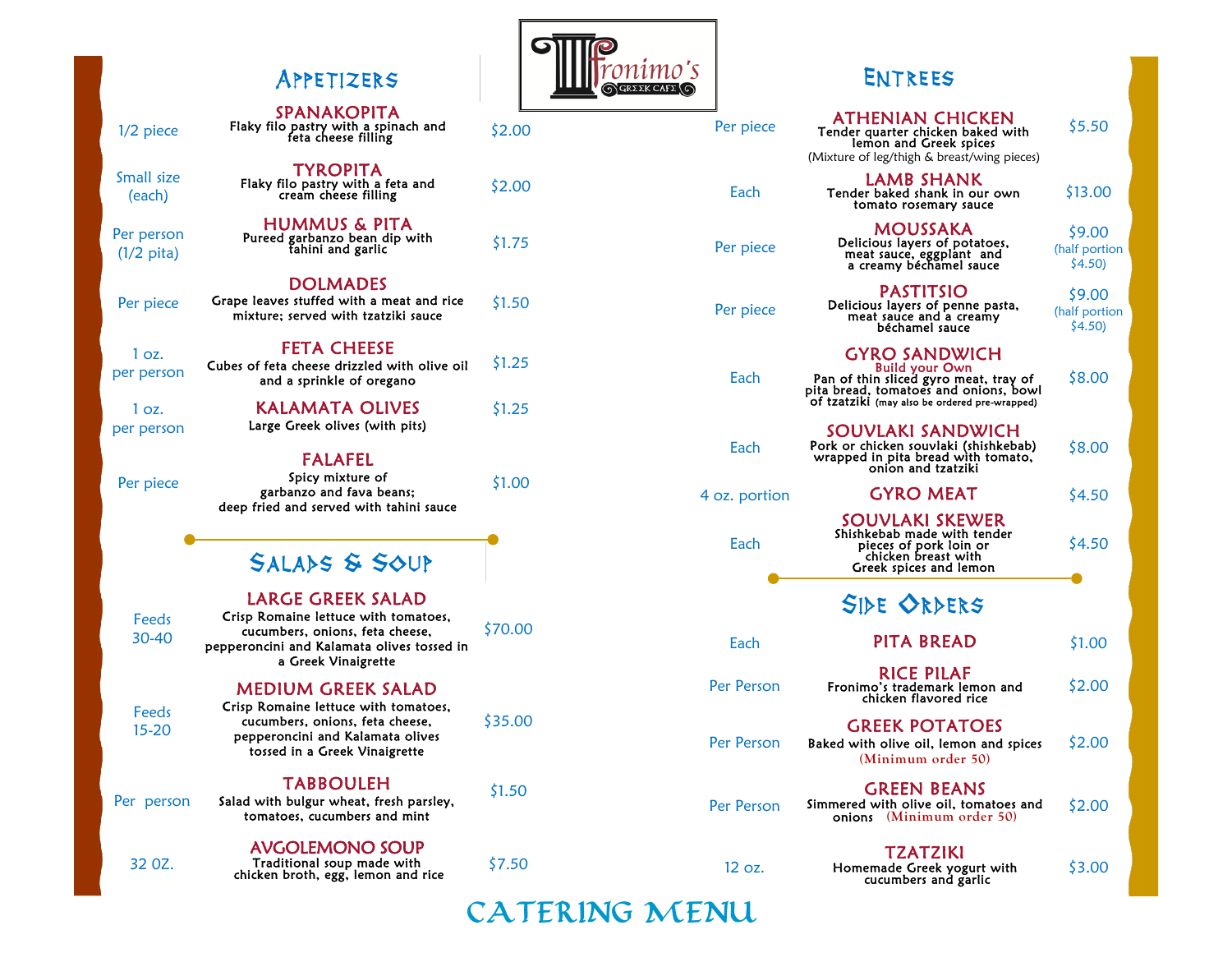# Fronimo's Greek Cafe

## Appetizers

| | | |
|---|---|---|
| 1/2 piece | **SPANAKOPITA** Flaky filo pastry with a spinach and feta cheese filling | $2.00 |
| Small size (each) | **TYROPITA** Flaky filo pastry with a feta and cream cheese filling | $2.00 |
| Per person (1/2 pita) | **HUMMUS & PITA** Pureed garbanzo bean dip with tahini and garlic | $1.75 |
| Per piece | **DOLMADES** Grape leaves stuffed with a meat and rice mixture; served with tzatziki sauce | $1.50 |
| 1 oz. per person | **FETA CHEESE** Cubes of feta cheese drizzled with olive oil and a sprinkle of oregano | $1.25 |
| 1 oz. per person | **KALAMATA OLIVES** Large Greek olives (with pits) | $1.25 |
| Per piece | **FALAFEL** Spicy mixture of garbanzo and fava beans; deep fried and served with tahini sauce | $1.00 |

## Salads & Soup

| | | |
|---|---|---|
| Feeds 30-40 | **LARGE GREEK SALAD** Crisp Romaine lettuce with tomatoes, cucumbers, onions, feta cheese, pepperoncini and Kalamata olives tossed in a Greek Vinaigrette | $70.00 |
| Feeds 15-20 | **MEDIUM GREEK SALAD** Crisp Romaine lettuce with tomatoes, cucumbers, onions, feta cheese, pepperoncini and Kalamata olives tossed in a Greek Vinaigrette | $35.00 |
| Per person | **TABBOULEH** Salad with bulgur wheat, fresh parsley, tomatoes, cucumbers and mint | $1.50 |
| 32 OZ. | **AVGOLEMONO SOUP** Traditional soup made with chicken broth, egg, lemon and rice | $7.50 |

## Entrees

| | | |
|---|---|---|
| Per piece | **ATHENIAN CHICKEN** Tender quarter chicken baked with lemon and Greek spices (Mixture of leg/thigh & breast/wing pieces) | $5.50 |
| Each | **LAMB SHANK** Tender baked shank in our own tomato rosemary sauce | $13.00 |
| Per piece | **MOUSSAKA** Delicious layers of potatoes, meat sauce, eggplant and a creamy béchamel sauce | $9.00 (half portion $4.50) |
| Per piece | **PASTITSIO** Delicious layers of penne pasta, meat sauce and a creamy béchamel sauce | $9.00 (half portion $4.50) |
| Each | **GYRO SANDWICH** Build your Own — Pan of thin sliced gyro meat, tray of pita bread, tomatoes and onions, bowl of tzatziki (may also be ordered pre-wrapped) | $8.00 |
| Each | **SOUVLAKI SANDWICH** Pork or chicken souvlaki (shishkebab) wrapped in pita bread with tomato, onion and tzatziki | $8.00 |
| 4 oz. portion | **GYRO MEAT** | $4.50 |
| Each | **SOUVLAKI SKEWER** Shishkebab made with tender pieces of pork loin or chicken breast with Greek spices and lemon | $4.50 |

## Side Orders

| | | |
|---|---|---|
| Each | **PITA BREAD** | $1.00 |
| Per Person | **RICE PILAF** Fronimo's trademark lemon and chicken flavored rice | $2.00 |
| Per Person | **GREEK POTATOES** Baked with olive oil, lemon and spices (Minimum order 50) | $2.00 |
| Per Person | **GREEN BEANS** Simmered with olive oil, tomatoes and onions (Minimum order 50) | $2.00 |
| 12 oz. | **TZATZIKI** Homemade Greek yogurt with cucumbers and garlic | $3.00 |

# CATERING MENU